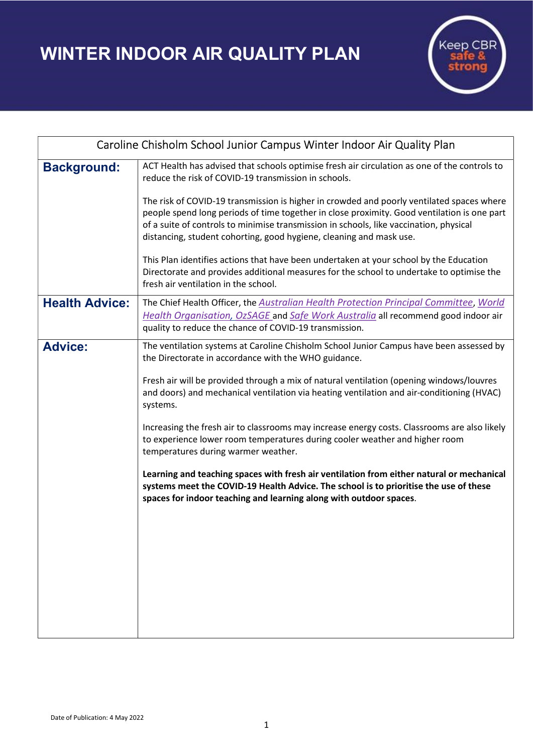# WINTER INDOOR AIR QUALITY PLAN

Keep CBR safe & strong

| Caroline Chisholm School Junior Campus Winter Indoor Air Quality Plan | |
|---|---|
| **Background:** | ACT Health has advised that schools optimise fresh air circulation as one of the controls to reduce the risk of COVID-19 transmission in schools.<br><br>The risk of COVID-19 transmission is higher in crowded and poorly ventilated spaces where people spend long periods of time together in close proximity. Good ventilation is one part of a suite of controls to minimise transmission in schools, like vaccination, physical distancing, student cohorting, good hygiene, cleaning and mask use.<br><br>This Plan identifies actions that have been undertaken at your school by the Education Directorate and provides additional measures for the school to undertake to optimise the fresh air ventilation in the school. |
| **Health Advice:** | The Chief Health Officer, the *Australian Health Protection Principal Committee*, *World Health Organisation*, *OzSAGE* and *Safe Work Australia* all recommend good indoor air quality to reduce the chance of COVID-19 transmission. |
| **Advice:** | The ventilation systems at Caroline Chisholm School Junior Campus have been assessed by the Directorate in accordance with the WHO guidance.<br><br>Fresh air will be provided through a mix of natural ventilation (opening windows/louvres and doors) and mechanical ventilation via heating ventilation and air-conditioning (HVAC) systems.<br><br>Increasing the fresh air to classrooms may increase energy costs. Classrooms are also likely to experience lower room temperatures during cooler weather and higher room temperatures during warmer weather.<br><br>**Learning and teaching spaces with fresh air ventilation from either natural or mechanical systems meet the COVID-19 Health Advice. The school is to prioritise the use of these spaces for indoor teaching and learning along with outdoor spaces**. |

Date of Publication: 4 May 2022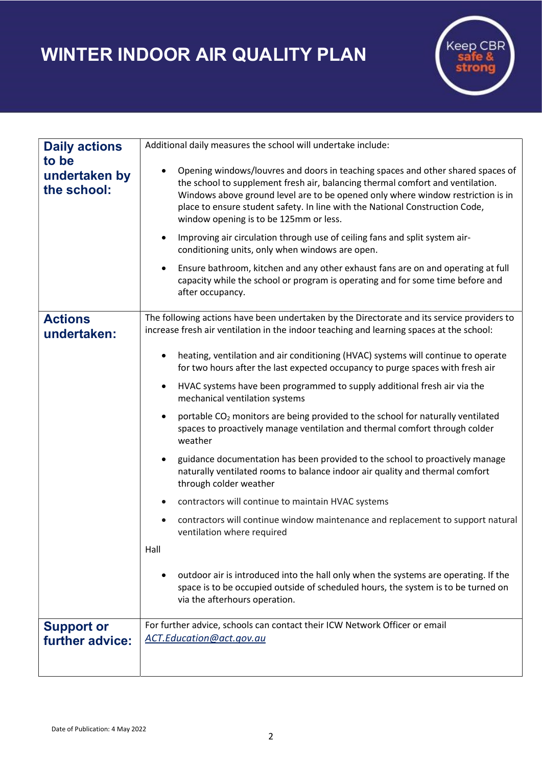# WINTER INDOOR AIR QUALITY PLAN

Keep CBR safe & strong

| | |
|---|---|
| **Daily actions to be undertaken by the school:** | Additional daily measures the school will undertake include:<br><br>• Opening windows/louvres and doors in teaching spaces and other shared spaces of the school to supplement fresh air, balancing thermal comfort and ventilation. Windows above ground level are to be opened only where window restriction is in place to ensure student safety. In line with the National Construction Code, window opening is to be 125mm or less.<br><br>• Improving air circulation through use of ceiling fans and split system air-conditioning units, only when windows are open.<br><br>• Ensure bathroom, kitchen and any other exhaust fans are on and operating at full capacity while the school or program is operating and for some time before and after occupancy. |
| **Actions undertaken:** | The following actions have been undertaken by the Directorate and its service providers to increase fresh air ventilation in the indoor teaching and learning spaces at the school:<br><br>• heating, ventilation and air conditioning (HVAC) systems will continue to operate for two hours after the last expected occupancy to purge spaces with fresh air<br><br>• HVAC systems have been programmed to supply additional fresh air via the mechanical ventilation systems<br><br>• portable $CO_2$ monitors are being provided to the school for naturally ventilated spaces to proactively manage ventilation and thermal comfort through colder weather<br><br>• guidance documentation has been provided to the school to proactively manage naturally ventilated rooms to balance indoor air quality and thermal comfort through colder weather<br><br>• contractors will continue to maintain HVAC systems<br><br>• contractors will continue window maintenance and replacement to support natural ventilation where required<br><br>Hall<br><br>• outdoor air is introduced into the hall only when the systems are operating. If the space is to be occupied outside of scheduled hours, the system is to be turned on via the afterhours operation. |
| **Support or further advice:** | For further advice, schools can contact their ICW Network Officer or email *ACT.Education@act.gov.au* |

Date of Publication: 4 May 2022